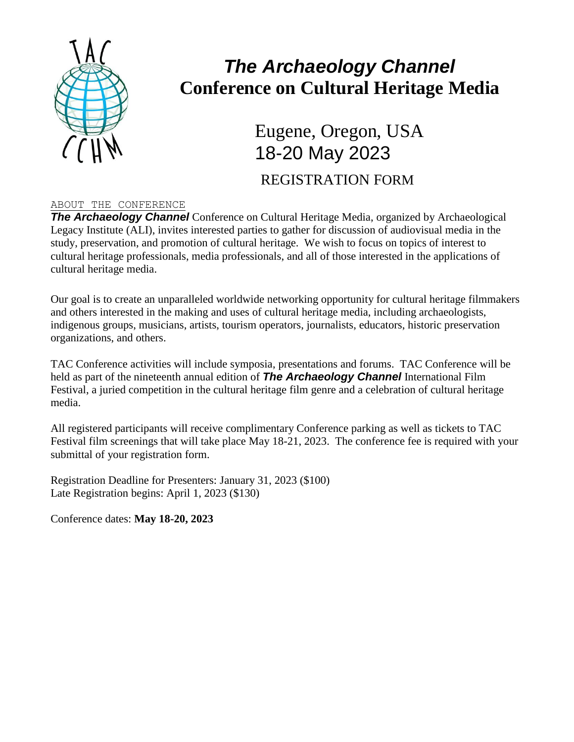# ***The Archaeology Channel***
# **Conference on Cultural Heritage Media**

Eugene, Oregon, USA
18-20 May 2023

REGISTRATION FORM

ABOUT THE CONFERENCE

***The Archaeology Channel*** Conference on Cultural Heritage Media, organized by Archaeological Legacy Institute (ALI), invites interested parties to gather for discussion of audiovisual media in the study, preservation, and promotion of cultural heritage. We wish to focus on topics of interest to cultural heritage professionals, media professionals, and all of those interested in the applications of cultural heritage media.

Our goal is to create an unparalleled worldwide networking opportunity for cultural heritage filmmakers and others interested in the making and uses of cultural heritage media, including archaeologists, indigenous groups, musicians, artists, tourism operators, journalists, educators, historic preservation organizations, and others.

TAC Conference activities will include symposia, presentations and forums. TAC Conference will be held as part of the nineteenth annual edition of ***The Archaeology Channel*** International Film Festival, a juried competition in the cultural heritage film genre and a celebration of cultural heritage media.

All registered participants will receive complimentary Conference parking as well as tickets to TAC Festival film screenings that will take place May 18-21, 2023. The conference fee is required with your submittal of your registration form.

Registration Deadline for Presenters: January 31, 2023 ($100)
Late Registration begins: April 1, 2023 ($130)

Conference dates: **May 18-20, 2023**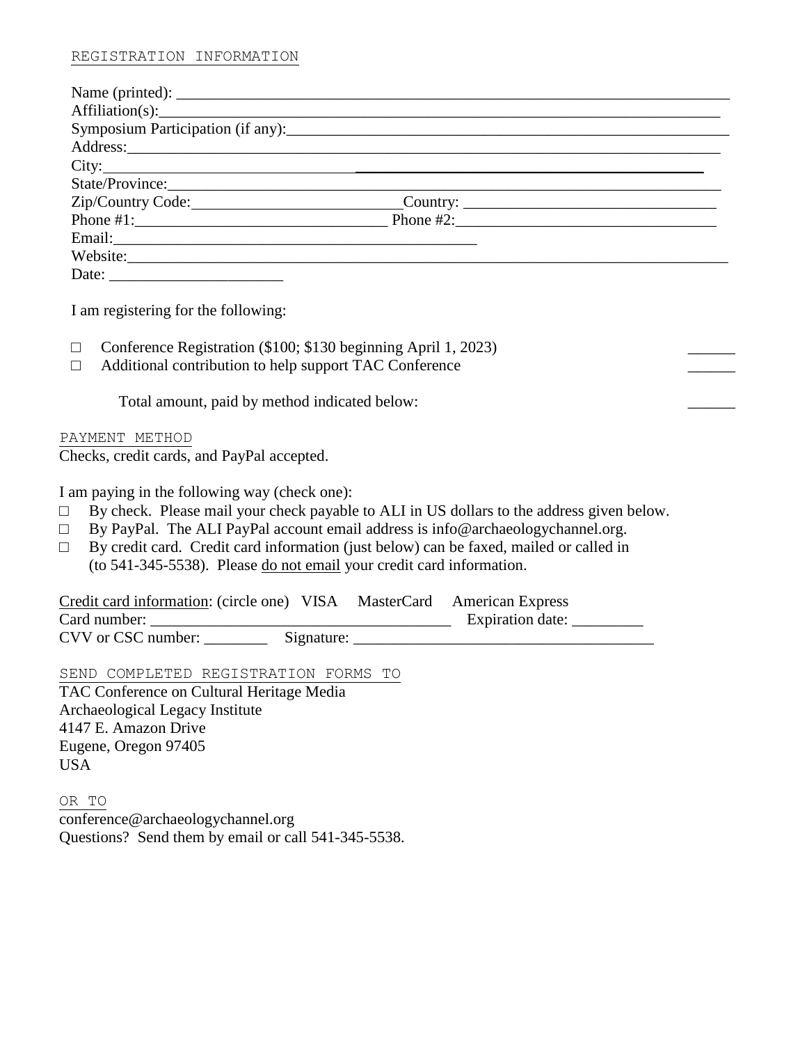REGISTRATION INFORMATION

Name (printed): ___________________________________________________________________________

Affiliation(s):___________________________________________________________________________

Symposium Participation (if any):___________________________________________________________

Address:_________________________________________________________________________________

City:____________________________________________________________________________________

State/Province:___________________________________________________________________________

Zip/Country Code:___________________________Country: _________________________________

Phone #1:________________________________ Phone #2:__________________________________

Email:_______________________________________________

Website:_________________________________________________________________________________

Date: ______________________

I am registering for the following:

□ Conference Registration ($100; $130 beginning April 1, 2023) ______

□ Additional contribution to help support TAC Conference ______

Total amount, paid by method indicated below: ______

PAYMENT METHOD

Checks, credit cards, and PayPal accepted.

I am paying in the following way (check one):

□ By check. Please mail your check payable to ALI in US dollars to the address given below.

□ By PayPal. The ALI PayPal account email address is info@archaeologychannel.org.

□ By credit card. Credit card information (just below) can be faxed, mailed or called in (to 541-345-5538). Please do not email your credit card information.

Credit card information: (circle one) VISA MasterCard American Express

Card number: ______________________________________ Expiration date: _________

CVV or CSC number: ________ Signature: ______________________________________

SEND COMPLETED REGISTRATION FORMS TO

TAC Conference on Cultural Heritage Media
Archaeological Legacy Institute
4147 E. Amazon Drive
Eugene, Oregon 97405
USA

OR TO

conference@archaeologychannel.org
Questions? Send them by email or call 541-345-5538.